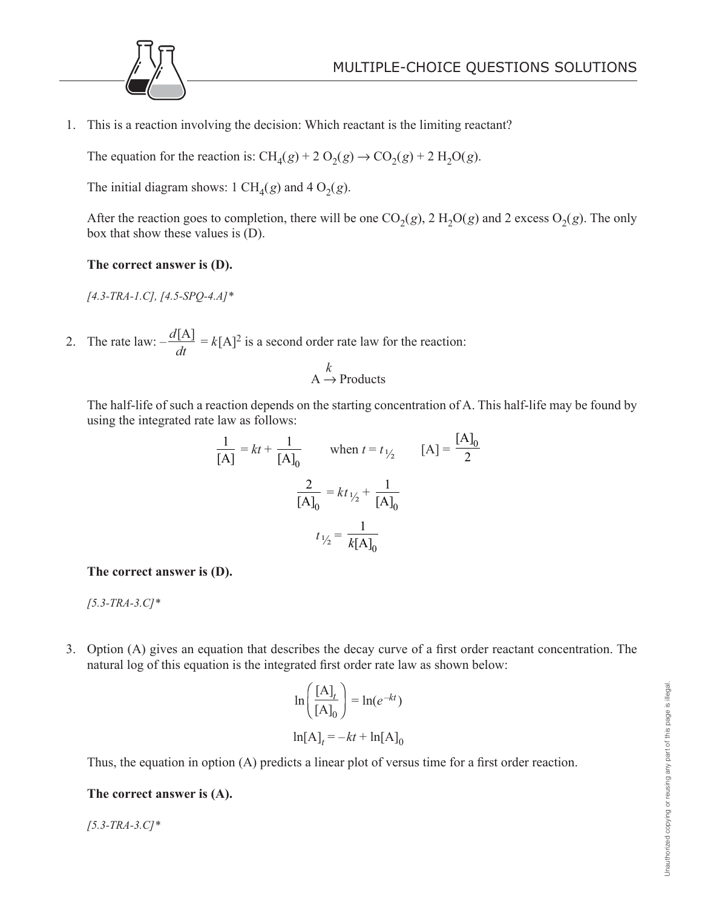# MULTIPLE-CHOICE QUESTIONS SOLUTIONS

1. This is a reaction involving the decision: Which reactant is the limiting reactant?

   The equation for the reaction is: $CH_4(g) + 2\ O_2(g) \rightarrow CO_2(g) + 2\ H_2O(g)$.

   The initial diagram shows: 1 $CH_4(g)$ and 4 $O_2(g)$.

   After the reaction goes to completion, there will be one $CO_2(g)$, 2 $H_2O(g)$ and 2 excess $O_2(g)$. The only box that show these values is (D).

   **The correct answer is (D).**

   *[4.3-TRA-1.C], [4.5-SPQ-4.A]**

2. The rate law: $-\dfrac{d[A]}{dt} = k[A]^2$ is a second order rate law for the reaction:

$$A \xrightarrow{k} \text{Products}$$

   The half-life of such a reaction depends on the starting concentration of A. This half-life may be found by using the integrated rate law as follows:

$$\frac{1}{[A]} = kt + \frac{1}{[A]_0} \qquad \text{when } t = t_{1/2} \qquad [A] = \frac{[A]_0}{2}$$

$$\frac{2}{[A]_0} = kt_{1/2} + \frac{1}{[A]_0}$$

$$t_{1/2} = \frac{1}{k[A]_0}$$

   **The correct answer is (D).**

   *[5.3-TRA-3.C]**

3. Option (A) gives an equation that describes the decay curve of a first order reactant concentration. The natural log of this equation is the integrated first order rate law as shown below:

$$\ln\left(\frac{[A]_t}{[A]_0}\right) = \ln(e^{-kt})$$

$$\ln[A]_t = -kt + \ln[A]_0$$

   Thus, the equation in option (A) predicts a linear plot of versus time for a first order reaction.

   **The correct answer is (A).**

   *[5.3-TRA-3.C]**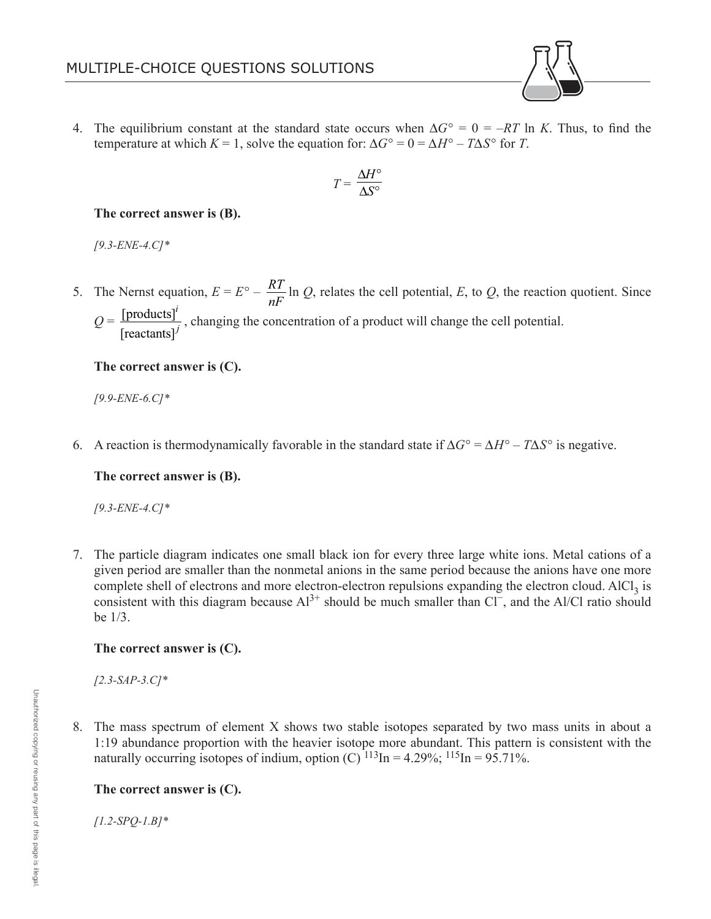## MULTIPLE-CHOICE QUESTIONS SOLUTIONS

4. The equilibrium constant at the standard state occurs when $\Delta G° = 0 = -RT \ln K$. Thus, to find the temperature at which $K = 1$, solve the equation for: $\Delta G° = 0 = \Delta H° - T\Delta S°$ for $T$.

$$T = \frac{\Delta H°}{\Delta S°}$$

   **The correct answer is (B).**

   *[9.3-ENE-4.C]**

5. The Nernst equation, $E = E° - \frac{RT}{nF} \ln Q$, relates the cell potential, $E$, to $Q$, the reaction quotient. Since $Q = \frac{[\text{products}]^i}{[\text{reactants}]^j}$, changing the concentration of a product will change the cell potential.

   **The correct answer is (C).**

   *[9.9-ENE-6.C]**

6. A reaction is thermodynamically favorable in the standard state if $\Delta G° = \Delta H° - T\Delta S°$ is negative.

   **The correct answer is (B).**

   *[9.3-ENE-4.C]**

7. The particle diagram indicates one small black ion for every three large white ions. Metal cations of a given period are smaller than the nonmetal anions in the same period because the anions have one more complete shell of electrons and more electron-electron repulsions expanding the electron cloud. $AlCl_3$ is consistent with this diagram because $Al^{3+}$ should be much smaller than $Cl^-$, and the Al/Cl ratio should be 1/3.

   **The correct answer is (C).**

   *[2.3-SAP-3.C]**

8. The mass spectrum of element X shows two stable isotopes separated by two mass units in about a 1:19 abundance proportion with the heavier isotope more abundant. This pattern is consistent with the naturally occurring isotopes of indium, option (C) $^{113}In = 4.29\%$; $^{115}In = 95.71\%$.

   **The correct answer is (C).**

   *[1.2-SPQ-1.B]**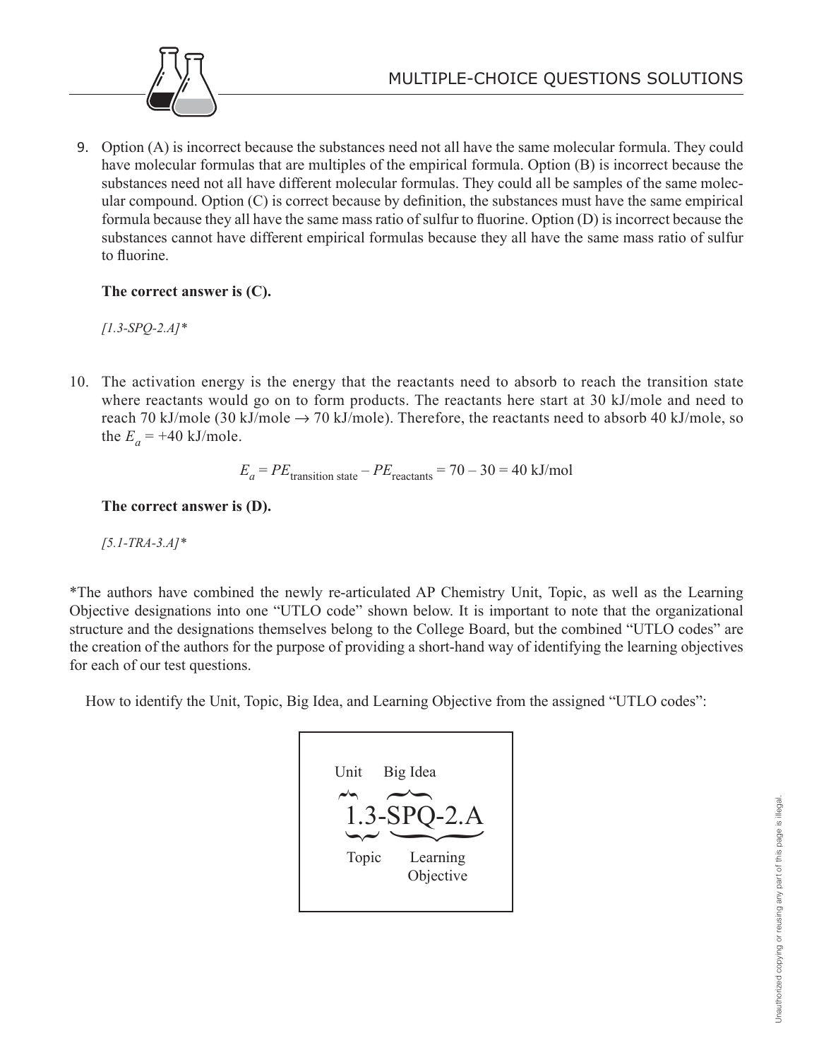9. Option (A) is incorrect because the substances need not all have the same molecular formula. They could have molecular formulas that are multiples of the empirical formula. Option (B) is incorrect because the substances need not all have different molecular formulas. They could all be samples of the same molecular compound. Option (C) is correct because by definition, the substances must have the same empirical formula because they all have the same mass ratio of sulfur to fluorine. Option (D) is incorrect because the substances cannot have different empirical formulas because they all have the same mass ratio of sulfur to fluorine.

   **The correct answer is (C).**

   *[1.3-SPQ-2.A]**

10. The activation energy is the energy that the reactants need to absorb to reach the transition state where reactants would go on to form products. The reactants here start at 30 kJ/mole and need to reach 70 kJ/mole (30 kJ/mole $\rightarrow$ 70 kJ/mole). Therefore, the reactants need to absorb 40 kJ/mole, so the $E_a = +40$ kJ/mole.

$$E_a = PE_{\text{transition state}} - PE_{\text{reactants}} = 70 - 30 = 40 \text{ kJ/mol}$$

   **The correct answer is (D).**

   *[5.1-TRA-3.A]**

*The authors have combined the newly re-articulated AP Chemistry Unit, Topic, as well as the Learning Objective designations into one "UTLO code" shown below. It is important to note that the organizational structure and the designations themselves belong to the College Board, but the combined "UTLO codes" are the creation of the authors for the purpose of providing a short-hand way of identifying the learning objectives for each of our test questions.

How to identify the Unit, Topic, Big Idea, and Learning Objective from the assigned "UTLO codes":

Unit   Big Idea

1.3-SPQ-2.A

Topic   Learning Objective